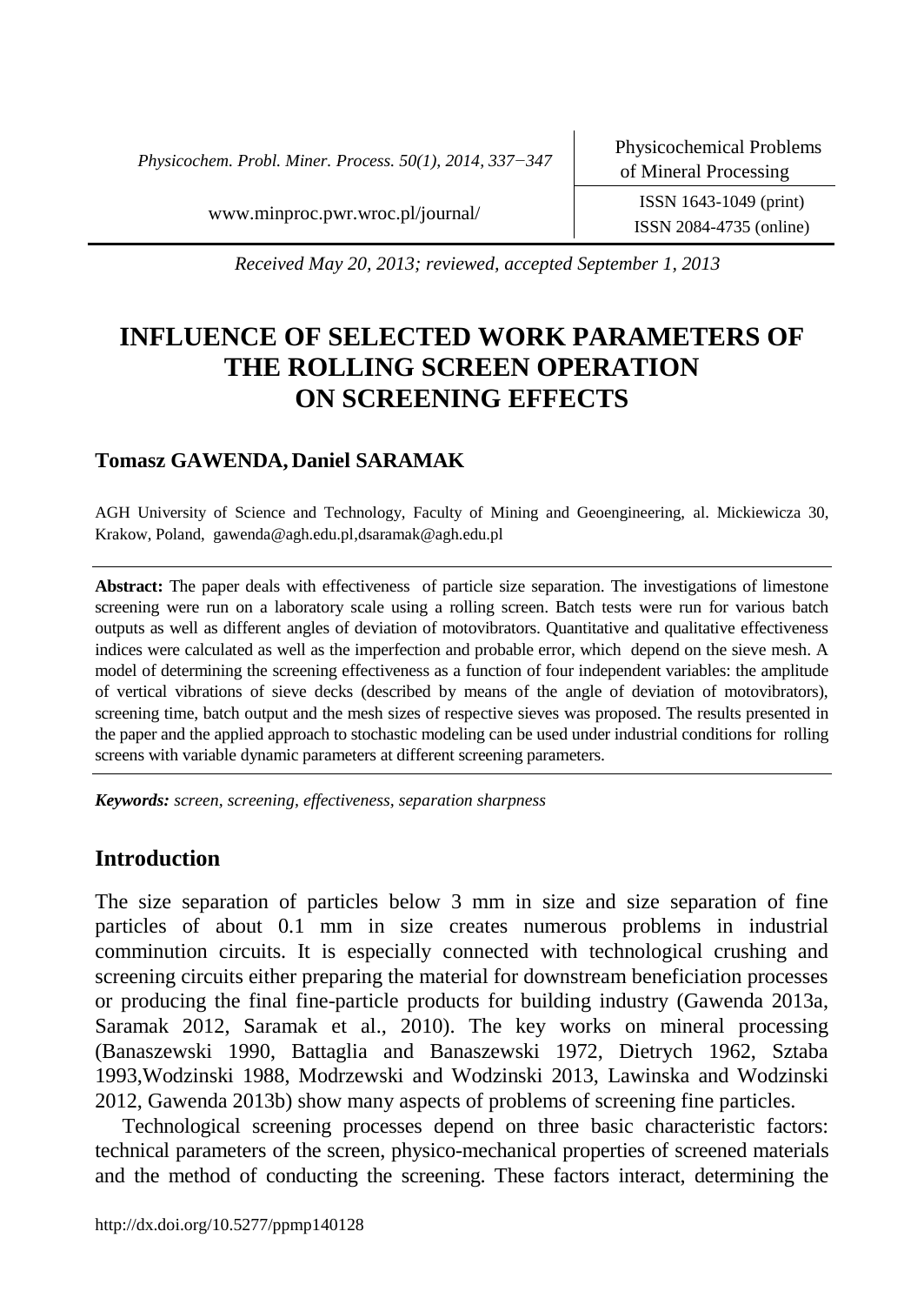Received May 20, 2013; reviewed, accepted September 1, 2013

# INFLUENCE OF SELECTED WORK PARAMETERS OF THE ROLLING SCREEN OPERATION ON SCREENING EFFECTS

**Tomasz GAWENDA, Daniel SARAMAK**

AGH University of Science and Technology, Faculty of Mining and Geoengineering, al. Mickiewicza 30, Krakow, Poland, gawenda@agh.edu.pl,dsaramak@agh.edu.pl

**Abstract:** The paper deals with effectiveness of particle size separation. The investigations of limestone screening were run on a laboratory scale using a rolling screen. Batch tests were run for various batch outputs as well as different angles of deviation of motovibrators. Quantitative and qualitative effectiveness indices were calculated as well as the imperfection and probable error, which depend on the sieve mesh. A model of determining the screening effectiveness as a function of four independent variables: the amplitude of vertical vibrations of sieve decks (described by means of the angle of deviation of motovibrators), screening time, batch output and the mesh sizes of respective sieves was proposed. The results presented in the paper and the applied approach to stochastic modeling can be used under industrial conditions for rolling screens with variable dynamic parameters at different screening parameters.

***Keywords:*** *screen, screening, effectiveness, separation sharpness*

## Introduction

The size separation of particles below 3 mm in size and size separation of fine particles of about 0.1 mm in size creates numerous problems in industrial comminution circuits. It is especially connected with technological crushing and screening circuits either preparing the material for downstream beneficiation processes or producing the final fine-particle products for building industry (Gawenda 2013a, Saramak 2012, Saramak et al., 2010). The key works on mineral processing (Banaszewski 1990, Battaglia and Banaszewski 1972, Dietrych 1962, Sztaba 1993,Wodzinski 1988, Modrzewski and Wodzinski 2013, Lawinska and Wodzinski 2012, Gawenda 2013b) show many aspects of problems of screening fine particles.

Technological screening processes depend on three basic characteristic factors: technical parameters of the screen, physico-mechanical properties of screened materials and the method of conducting the screening. These factors interact, determining the

http://dx.doi.org/10.5277/ppmp140128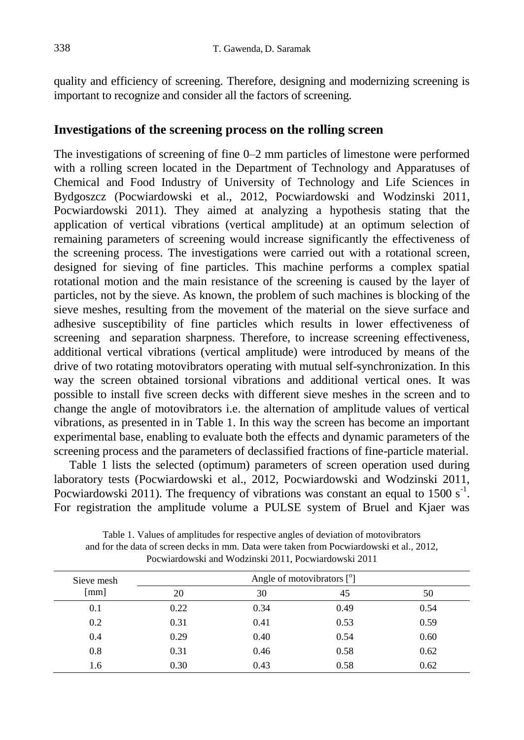quality and efficiency of screening. Therefore, designing and modernizing screening is important to recognize and consider all the factors of screening.

## Investigations of the screening process on the rolling screen

The investigations of screening of fine 0–2 mm particles of limestone were performed with a rolling screen located in the Department of Technology and Apparatuses of Chemical and Food Industry of University of Technology and Life Sciences in Bydgoszcz (Pocwiardowski et al., 2012, Pocwiardowski and Wodzinski 2011, Pocwiardowski 2011). They aimed at analyzing a hypothesis stating that the application of vertical vibrations (vertical amplitude) at an optimum selection of remaining parameters of screening would increase significantly the effectiveness of the screening process. The investigations were carried out with a rotational screen, designed for sieving of fine particles. This machine performs a complex spatial rotational motion and the main resistance of the screening is caused by the layer of particles, not by the sieve. As known, the problem of such machines is blocking of the sieve meshes, resulting from the movement of the material on the sieve surface and adhesive susceptibility of fine particles which results in lower effectiveness of screening and separation sharpness. Therefore, to increase screening effectiveness, additional vertical vibrations (vertical amplitude) were introduced by means of the drive of two rotating motovibrators operating with mutual self-synchronization. In this way the screen obtained torsional vibrations and additional vertical ones. It was possible to install five screen decks with different sieve meshes in the screen and to change the angle of motovibrators i.e. the alternation of amplitude values of vertical vibrations, as presented in in Table 1. In this way the screen has become an important experimental base, enabling to evaluate both the effects and dynamic parameters of the screening process and the parameters of declassified fractions of fine-particle material.

Table 1 lists the selected (optimum) parameters of screen operation used during laboratory tests (Pocwiardowski et al., 2012, Pocwiardowski and Wodzinski 2011, Pocwiardowski 2011). The frequency of vibrations was constant an equal to 1500 $s^{-1}$. For registration the amplitude volume a PULSE system of Bruel and Kjaer was

Table 1. Values of amplitudes for respective angles of deviation of motovibrators and for the data of screen decks in mm. Data were taken from Pocwiardowski et al., 2012, Pocwiardowski and Wodzinski 2011, Pocwiardowski 2011

| Sieve mesh [mm] | Angle of motovibrators [°] | | | |
|---|---|---|---|---|
| | 20 | 30 | 45 | 50 |
| 0.1 | 0.22 | 0.34 | 0.49 | 0.54 |
| 0.2 | 0.31 | 0.41 | 0.53 | 0.59 |
| 0.4 | 0.29 | 0.40 | 0.54 | 0.60 |
| 0.8 | 0.31 | 0.46 | 0.58 | 0.62 |
| 1.6 | 0.30 | 0.43 | 0.58 | 0.62 |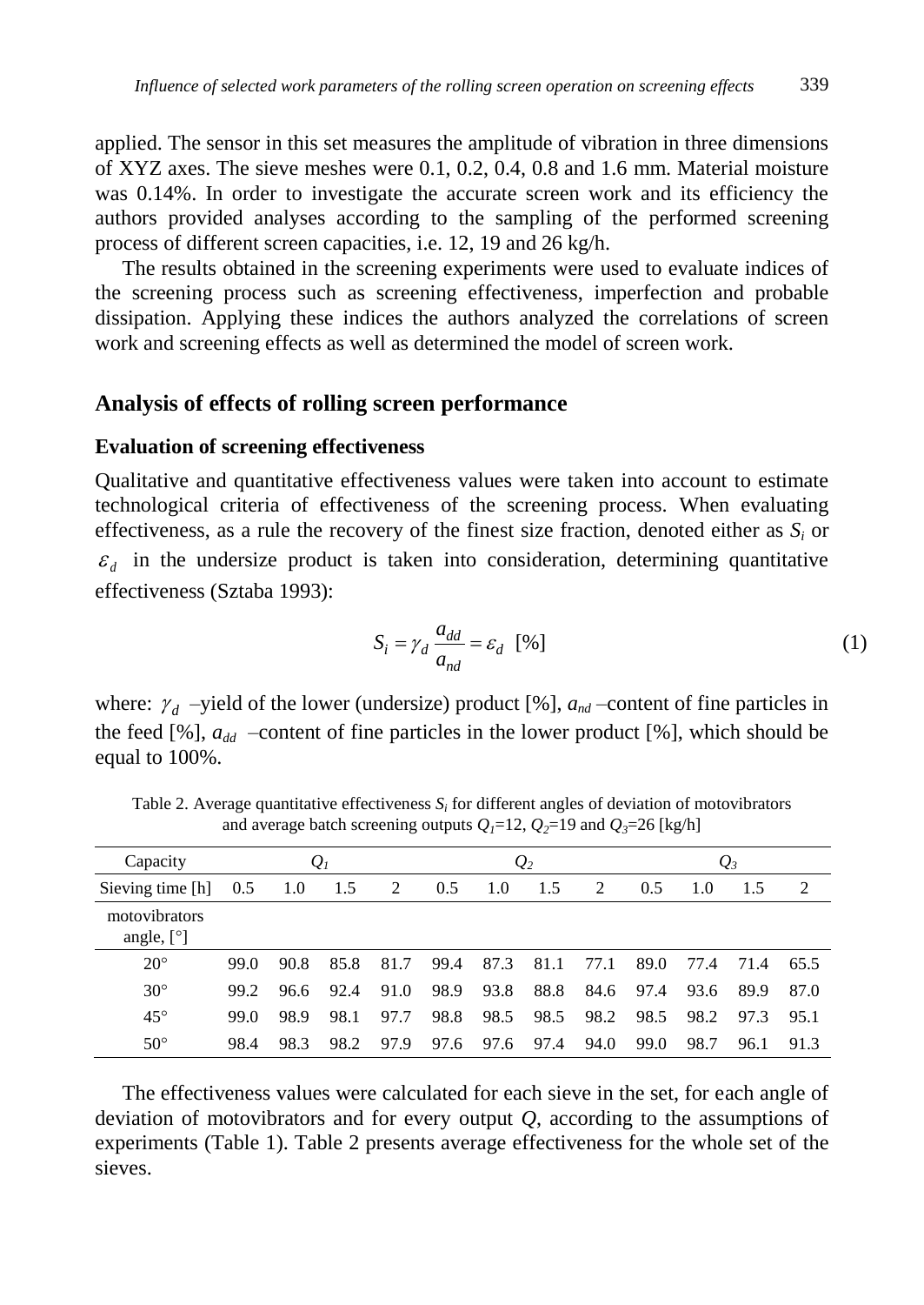applied. The sensor in this set measures the amplitude of vibration in three dimensions of XYZ axes. The sieve meshes were 0.1, 0.2, 0.4, 0.8 and 1.6 mm. Material moisture was 0.14%. In order to investigate the accurate screen work and its efficiency the authors provided analyses according to the sampling of the performed screening process of different screen capacities, i.e. 12, 19 and 26 kg/h.

The results obtained in the screening experiments were used to evaluate indices of the screening process such as screening effectiveness, imperfection and probable dissipation. Applying these indices the authors analyzed the correlations of screen work and screening effects as well as determined the model of screen work.

## Analysis of effects of rolling screen performance

### Evaluation of screening effectiveness

Qualitative and quantitative effectiveness values were taken into account to estimate technological criteria of effectiveness of the screening process. When evaluating effectiveness, as a rule the recovery of the finest size fraction, denoted either as $S_i$ or $\varepsilon_d$ in the undersize product is taken into consideration, determining quantitative effectiveness (Sztaba 1993):

$$S_i = \gamma_d \frac{a_{dd}}{a_{nd}} = \varepsilon_d \ [\%] \tag{1}$$

where: $\gamma_d$ –yield of the lower (undersize) product [%], $a_{nd}$ –content of fine particles in the feed [%], $a_{dd}$ –content of fine particles in the lower product [%], which should be equal to 100%.

Table 2. Average quantitative effectiveness $S_i$ for different angles of deviation of motovibrators and average batch screening outputs $Q_1$=12, $Q_2$=19 and $Q_3$=26 [kg/h]

| Capacity | $Q_1$ | | | | $Q_2$ | | | | $Q_3$ | | | |
|---|---|---|---|---|---|---|---|---|---|---|---|---|
| Sieving time [h] | 0.5 | 1.0 | 1.5 | 2 | 0.5 | 1.0 | 1.5 | 2 | 0.5 | 1.0 | 1.5 | 2 |
| motovibrators angle, [°] | | | | | | | | | | | | |
| 20° | 99.0 | 90.8 | 85.8 | 81.7 | 99.4 | 87.3 | 81.1 | 77.1 | 89.0 | 77.4 | 71.4 | 65.5 |
| 30° | 99.2 | 96.6 | 92.4 | 91.0 | 98.9 | 93.8 | 88.8 | 84.6 | 97.4 | 93.6 | 89.9 | 87.0 |
| 45° | 99.0 | 98.9 | 98.1 | 97.7 | 98.8 | 98.5 | 98.5 | 98.2 | 98.5 | 98.2 | 97.3 | 95.1 |
| 50° | 98.4 | 98.3 | 98.2 | 97.9 | 97.6 | 97.6 | 97.4 | 94.0 | 99.0 | 98.7 | 96.1 | 91.3 |

The effectiveness values were calculated for each sieve in the set, for each angle of deviation of motovibrators and for every output $Q$, according to the assumptions of experiments (Table 1). Table 2 presents average effectiveness for the whole set of the sieves.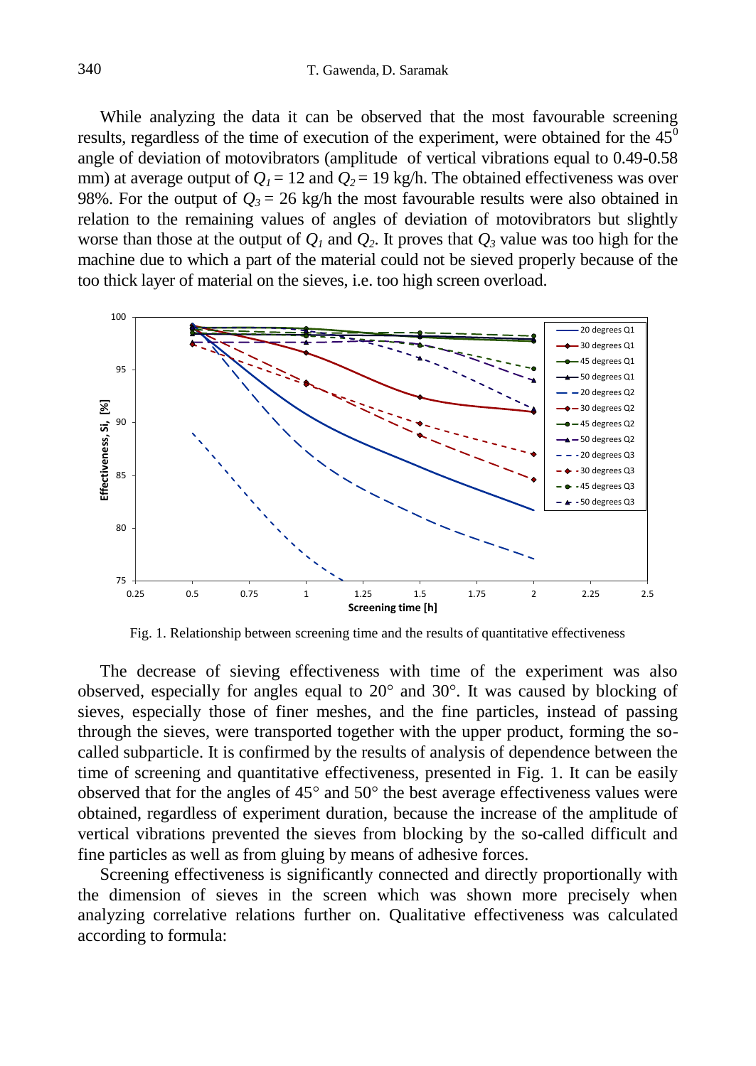While analyzing the data it can be observed that the most favourable screening results, regardless of the time of execution of the experiment, were obtained for the $45^0$ angle of deviation of motovibrators (amplitude of vertical vibrations equal to 0.49-0.58 mm) at average output of $Q_1 = 12$ and $Q_2 = 19$ kg/h. The obtained effectiveness was over 98%. For the output of $Q_3 = 26$ kg/h the most favourable results were also obtained in relation to the remaining values of angles of deviation of motovibrators but slightly worse than those at the output of $Q_1$ and $Q_2$. It proves that $Q_3$ value was too high for the machine due to which a part of the material could not be sieved properly because of the too thick layer of material on the sieves, i.e. too high screen overload.

Fig. 1. Relationship between screening time and the results of quantitative effectiveness

The decrease of sieving effectiveness with time of the experiment was also observed, especially for angles equal to 20° and 30°. It was caused by blocking of sieves, especially those of finer meshes, and the fine particles, instead of passing through the sieves, were transported together with the upper product, forming the so-called subparticle. It is confirmed by the results of analysis of dependence between the time of screening and quantitative effectiveness, presented in Fig. 1. It can be easily observed that for the angles of 45° and 50° the best average effectiveness values were obtained, regardless of experiment duration, because the increase of the amplitude of vertical vibrations prevented the sieves from blocking by the so-called difficult and fine particles as well as from gluing by means of adhesive forces.

Screening effectiveness is significantly connected and directly proportionally with the dimension of sieves in the screen which was shown more precisely when analyzing correlative relations further on. Qualitative effectiveness was calculated according to formula: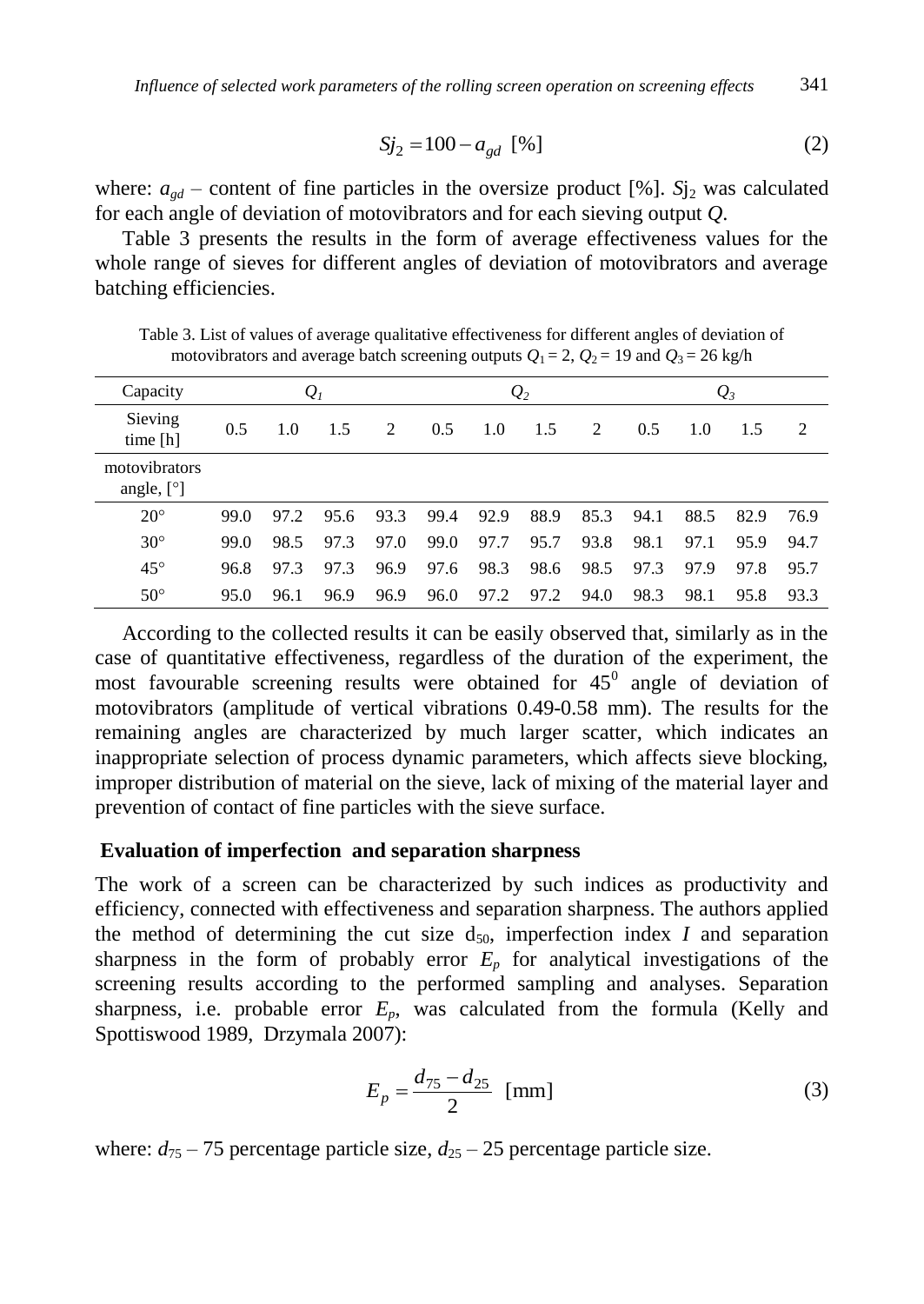$$Sj_2 = 100 - a_{gd} \ [\%] \tag{2}$$

where: $a_{gd}$ – content of fine particles in the oversize product [%]. $Sj_2$ was calculated for each angle of deviation of motovibrators and for each sieving output $Q$.

Table 3 presents the results in the form of average effectiveness values for the whole range of sieves for different angles of deviation of motovibrators and average batching efficiencies.

Table 3. List of values of average qualitative effectiveness for different angles of deviation of motovibrators and average batch screening outputs $Q_1 = 2$, $Q_2 = 19$ and $Q_3 = 26$ kg/h

| Capacity | $Q_1$ | | | | $Q_2$ | | | | $Q_3$ | | | |
|---|---|---|---|---|---|---|---|---|---|---|---|---|
| Sieving time [h] | 0.5 | 1.0 | 1.5 | 2 | 0.5 | 1.0 | 1.5 | 2 | 0.5 | 1.0 | 1.5 | 2 |
| motovibrators angle, [°] | | | | | | | | | | | | |
| 20° | 99.0 | 97.2 | 95.6 | 93.3 | 99.4 | 92.9 | 88.9 | 85.3 | 94.1 | 88.5 | 82.9 | 76.9 |
| 30° | 99.0 | 98.5 | 97.3 | 97.0 | 99.0 | 97.7 | 95.7 | 93.8 | 98.1 | 97.1 | 95.9 | 94.7 |
| 45° | 96.8 | 97.3 | 97.3 | 96.9 | 97.6 | 98.3 | 98.6 | 98.5 | 97.3 | 97.9 | 97.8 | 95.7 |
| 50° | 95.0 | 96.1 | 96.9 | 96.9 | 96.0 | 97.2 | 97.2 | 94.0 | 98.3 | 98.1 | 95.8 | 93.3 |

According to the collected results it can be easily observed that, similarly as in the case of quantitative effectiveness, regardless of the duration of the experiment, the most favourable screening results were obtained for $45^0$ angle of deviation of motovibrators (amplitude of vertical vibrations 0.49-0.58 mm). The results for the remaining angles are characterized by much larger scatter, which indicates an inappropriate selection of process dynamic parameters, which affects sieve blocking, improper distribution of material on the sieve, lack of mixing of the material layer and prevention of contact of fine particles with the sieve surface.

## Evaluation of imperfection and separation sharpness

The work of a screen can be characterized by such indices as productivity and efficiency, connected with effectiveness and separation sharpness. The authors applied the method of determining the cut size $d_{50}$, imperfection index $I$ and separation sharpness in the form of probably error $E_p$ for analytical investigations of the screening results according to the performed sampling and analyses. Separation sharpness, i.e. probable error $E_p$, was calculated from the formula (Kelly and Spottiswood 1989, Drzymala 2007):

$$E_p = \frac{d_{75} - d_{25}}{2} \ [\text{mm}] \tag{3}$$

where: $d_{75}$ – 75 percentage particle size, $d_{25}$ – 25 percentage particle size.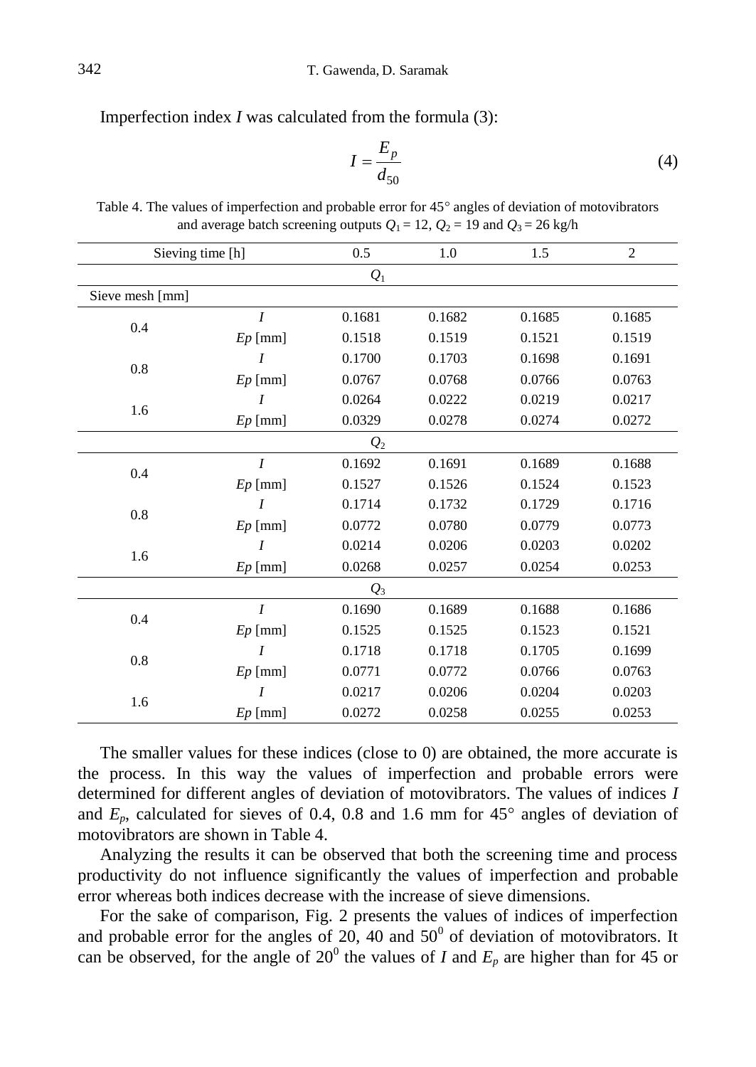Imperfection index $I$ was calculated from the formula (3):

$$I = \frac{E_p}{d_{50}} \tag{4}$$

Table 4. The values of imperfection and probable error for 45° angles of deviation of motovibrators and average batch screening outputs $Q_1 = 12$, $Q_2 = 19$ and $Q_3 = 26$ kg/h

| Sieving time [h] | | 0.5 | 1.0 | 1.5 | 2 |
|---|---|---|---|---|---|
| | | $Q_1$ | | | |
| Sieve mesh [mm] | | | | | |
| 0.4 | $I$ | 0.1681 | 0.1682 | 0.1685 | 0.1685 |
| | $Ep$ [mm] | 0.1518 | 0.1519 | 0.1521 | 0.1519 |
| 0.8 | $I$ | 0.1700 | 0.1703 | 0.1698 | 0.1691 |
| | $Ep$ [mm] | 0.0767 | 0.0768 | 0.0766 | 0.0763 |
| 1.6 | $I$ | 0.0264 | 0.0222 | 0.0219 | 0.0217 |
| | $Ep$ [mm] | 0.0329 | 0.0278 | 0.0274 | 0.0272 |
| | | $Q_2$ | | | |
| 0.4 | $I$ | 0.1692 | 0.1691 | 0.1689 | 0.1688 |
| | $Ep$ [mm] | 0.1527 | 0.1526 | 0.1524 | 0.1523 |
| 0.8 | $I$ | 0.1714 | 0.1732 | 0.1729 | 0.1716 |
| | $Ep$ [mm] | 0.0772 | 0.0780 | 0.0779 | 0.0773 |
| 1.6 | $I$ | 0.0214 | 0.0206 | 0.0203 | 0.0202 |
| | $Ep$ [mm] | 0.0268 | 0.0257 | 0.0254 | 0.0253 |
| | | $Q_3$ | | | |
| 0.4 | $I$ | 0.1690 | 0.1689 | 0.1688 | 0.1686 |
| | $Ep$ [mm] | 0.1525 | 0.1525 | 0.1523 | 0.1521 |
| 0.8 | $I$ | 0.1718 | 0.1718 | 0.1705 | 0.1699 |
| | $Ep$ [mm] | 0.0771 | 0.0772 | 0.0766 | 0.0763 |
| 1.6 | $I$ | 0.0217 | 0.0206 | 0.0204 | 0.0203 |
| | $Ep$ [mm] | 0.0272 | 0.0258 | 0.0255 | 0.0253 |

The smaller values for these indices (close to 0) are obtained, the more accurate is the process. In this way the values of imperfection and probable errors were determined for different angles of deviation of motovibrators. The values of indices $I$ and $E_p$, calculated for sieves of 0.4, 0.8 and 1.6 mm for 45° angles of deviation of motovibrators are shown in Table 4.

Analyzing the results it can be observed that both the screening time and process productivity do not influence significantly the values of imperfection and probable error whereas both indices decrease with the increase of sieve dimensions.

For the sake of comparison, Fig. 2 presents the values of indices of imperfection and probable error for the angles of 20, 40 and $50^0$ of deviation of motovibrators. It can be observed, for the angle of $20^0$ the values of $I$ and $E_p$ are higher than for 45 or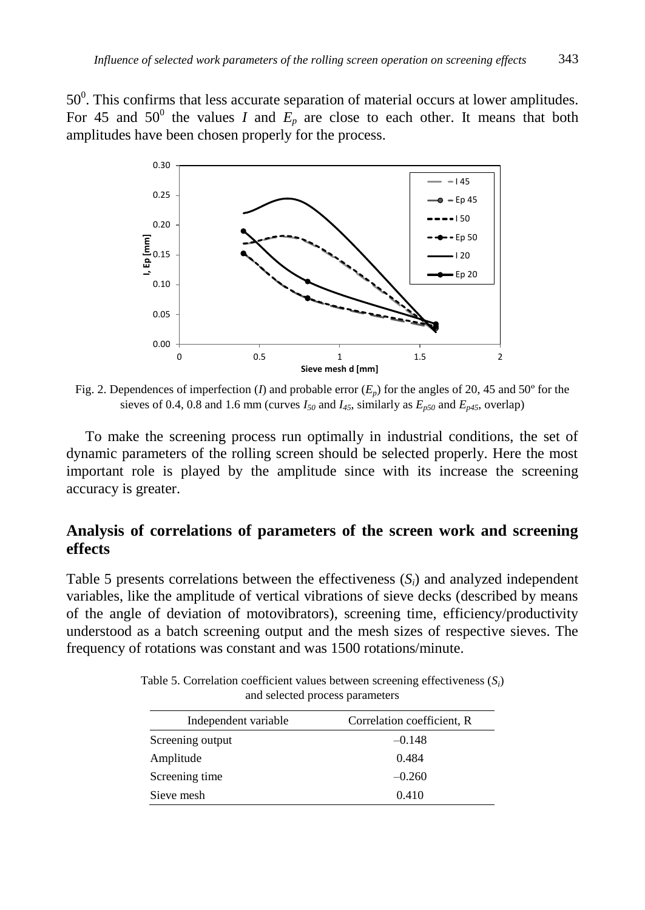$50^0$. This confirms that less accurate separation of material occurs at lower amplitudes. For 45 and $50^0$ the values $I$ and $E_p$ are close to each other. It means that both amplitudes have been chosen properly for the process.

Fig. 2. Dependences of imperfection ($I$) and probable error ($E_p$) for the angles of 20, 45 and 50º for the sieves of 0.4, 0.8 and 1.6 mm (curves $I_{50}$ and $I_{45}$, similarly as $E_{p50}$ and $E_{p45}$, overlap)

To make the screening process run optimally in industrial conditions, the set of dynamic parameters of the rolling screen should be selected properly. Here the most important role is played by the amplitude since with its increase the screening accuracy is greater.

## Analysis of correlations of parameters of the screen work and screening effects

Table 5 presents correlations between the effectiveness ($S_i$) and analyzed independent variables, like the amplitude of vertical vibrations of sieve decks (described by means of the angle of deviation of motovibrators), screening time, efficiency/productivity understood as a batch screening output and the mesh sizes of respective sieves. The frequency of rotations was constant and was 1500 rotations/minute.

Table 5. Correlation coefficient values between screening effectiveness ($S_i$) and selected process parameters

| Independent variable | Correlation coefficient, R |
|---|---|
| Screening output | –0.148 |
| Amplitude | 0.484 |
| Screening time | –0.260 |
| Sieve mesh | 0.410 |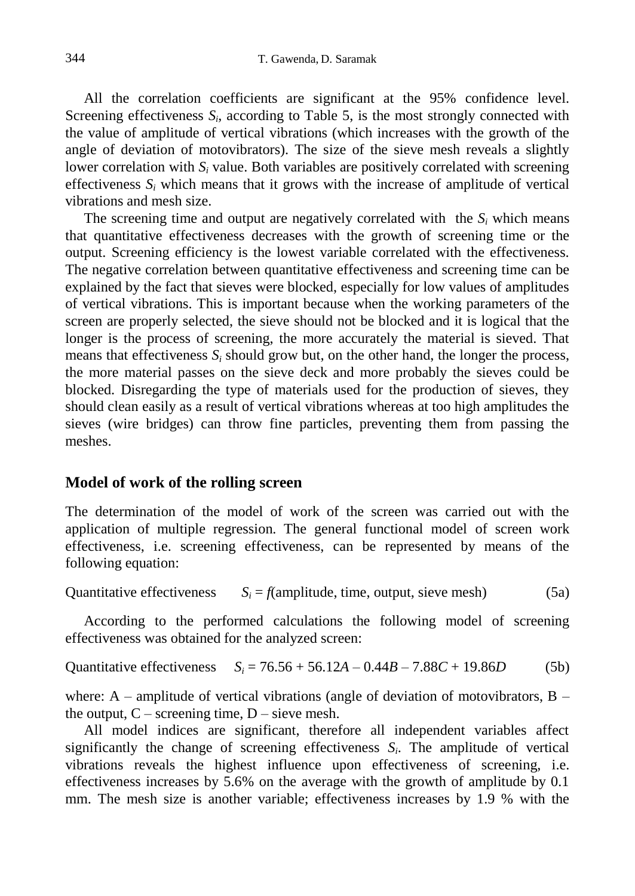All the correlation coefficients are significant at the 95% confidence level. Screening effectiveness $S_i$, according to Table 5, is the most strongly connected with the value of amplitude of vertical vibrations (which increases with the growth of the angle of deviation of motovibrators). The size of the sieve mesh reveals a slightly lower correlation with $S_i$ value. Both variables are positively correlated with screening effectiveness $S_i$ which means that it grows with the increase of amplitude of vertical vibrations and mesh size.

The screening time and output are negatively correlated with the $S_i$ which means that quantitative effectiveness decreases with the growth of screening time or the output. Screening efficiency is the lowest variable correlated with the effectiveness. The negative correlation between quantitative effectiveness and screening time can be explained by the fact that sieves were blocked, especially for low values of amplitudes of vertical vibrations. This is important because when the working parameters of the screen are properly selected, the sieve should not be blocked and it is logical that the longer is the process of screening, the more accurately the material is sieved. That means that effectiveness $S_i$ should grow but, on the other hand, the longer the process, the more material passes on the sieve deck and more probably the sieves could be blocked. Disregarding the type of materials used for the production of sieves, they should clean easily as a result of vertical vibrations whereas at too high amplitudes the sieves (wire bridges) can throw fine particles, preventing them from passing the meshes.

## Model of work of the rolling screen

The determination of the model of work of the screen was carried out with the application of multiple regression. The general functional model of screen work effectiveness, i.e. screening effectiveness, can be represented by means of the following equation:

Quantitative effectiveness $\quad S_i = f(\text{amplitude, time, output, sieve mesh}) \qquad$ (5a)

According to the performed calculations the following model of screening effectiveness was obtained for the analyzed screen:

Quantitative effectiveness $\quad S_i = 76.56 + 56.12A - 0.44B - 7.88C + 19.86D \qquad$ (5b)

where: A – amplitude of vertical vibrations (angle of deviation of motovibrators, B – the output, C – screening time, D – sieve mesh.

All model indices are significant, therefore all independent variables affect significantly the change of screening effectiveness $S_i$. The amplitude of vertical vibrations reveals the highest influence upon effectiveness of screening, i.e. effectiveness increases by 5.6% on the average with the growth of amplitude by 0.1 mm. The mesh size is another variable; effectiveness increases by 1.9 % with the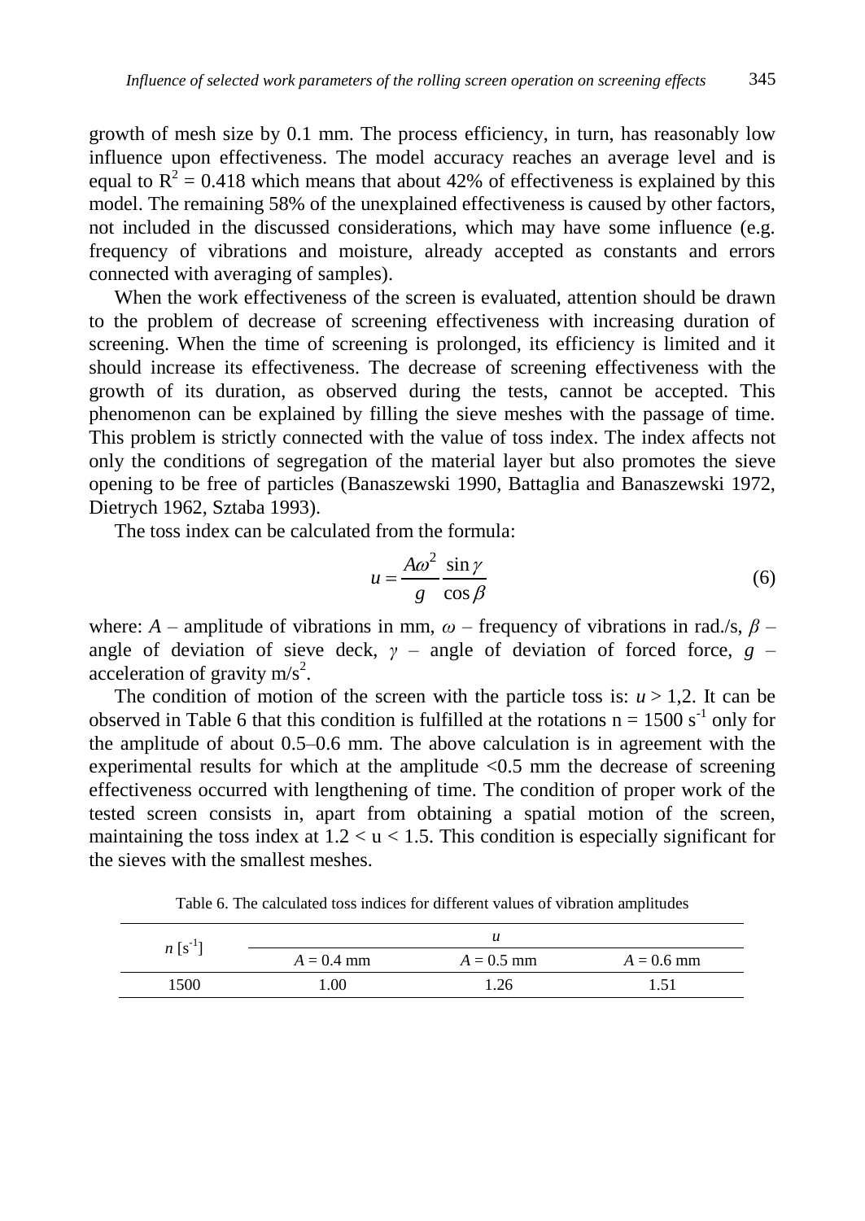growth of mesh size by 0.1 mm. The process efficiency, in turn, has reasonably low influence upon effectiveness. The model accuracy reaches an average level and is equal to $R^2 = 0.418$ which means that about 42% of effectiveness is explained by this model. The remaining 58% of the unexplained effectiveness is caused by other factors, not included in the discussed considerations, which may have some influence (e.g. frequency of vibrations and moisture, already accepted as constants and errors connected with averaging of samples).

When the work effectiveness of the screen is evaluated, attention should be drawn to the problem of decrease of screening effectiveness with increasing duration of screening. When the time of screening is prolonged, its efficiency is limited and it should increase its effectiveness. The decrease of screening effectiveness with the growth of its duration, as observed during the tests, cannot be accepted. This phenomenon can be explained by filling the sieve meshes with the passage of time. This problem is strictly connected with the value of toss index. The index affects not only the conditions of segregation of the material layer but also promotes the sieve opening to be free of particles (Banaszewski 1990, Battaglia and Banaszewski 1972, Dietrych 1962, Sztaba 1993).

The toss index can be calculated from the formula:

$$u = \frac{A\omega^2}{g}\frac{\sin\gamma}{\cos\beta} \tag{6}$$

where: $A$ – amplitude of vibrations in mm, $\omega$ – frequency of vibrations in rad./s, $\beta$ – angle of deviation of sieve deck, $\gamma$ – angle of deviation of forced force, $g$ – acceleration of gravity m/s$^2$.

The condition of motion of the screen with the particle toss is: $u > 1{,}2$. It can be observed in Table 6 that this condition is fulfilled at the rotations $n = 1500\ s^{-1}$ only for the amplitude of about 0.5–0.6 mm. The above calculation is in agreement with the experimental results for which at the amplitude <0.5 mm the decrease of screening effectiveness occurred with lengthening of time. The condition of proper work of the tested screen consists in, apart from obtaining a spatial motion of the screen, maintaining the toss index at $1.2 < u < 1.5$. This condition is especially significant for the sieves with the smallest meshes.

Table 6. The calculated toss indices for different values of vibration amplitudes

| $n$ [s$^{-1}$] | $u$ | | |
|---|---|---|---|
| | $A = 0.4$ mm | $A = 0.5$ mm | $A = 0.6$ mm |
| 1500 | 1.00 | 1.26 | 1.51 |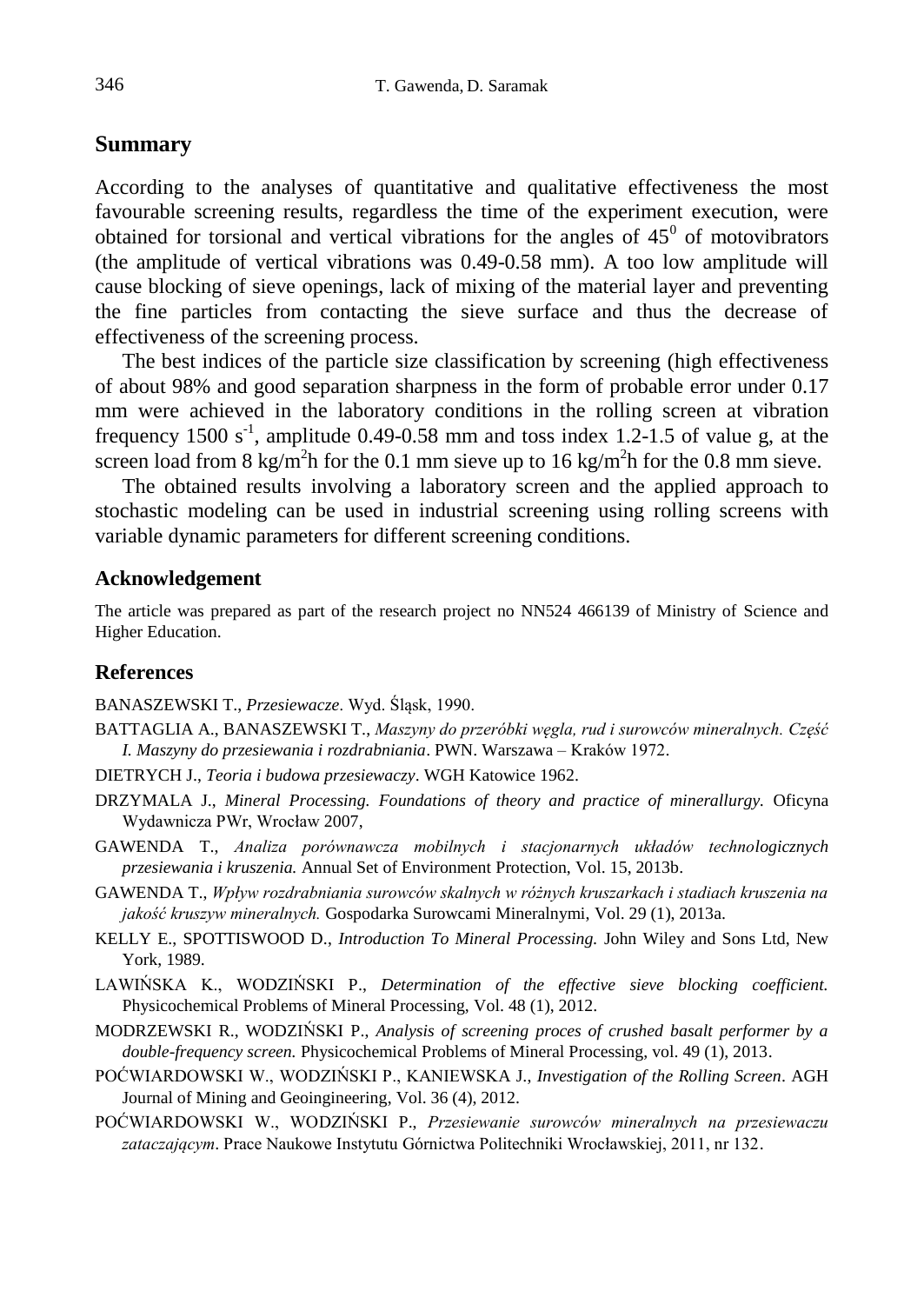## Summary

According to the analyses of quantitative and qualitative effectiveness the most favourable screening results, regardless the time of the experiment execution, were obtained for torsional and vertical vibrations for the angles of $45^0$ of motovibrators (the amplitude of vertical vibrations was 0.49-0.58 mm). A too low amplitude will cause blocking of sieve openings, lack of mixing of the material layer and preventing the fine particles from contacting the sieve surface and thus the decrease of effectiveness of the screening process.

The best indices of the particle size classification by screening (high effectiveness of about 98% and good separation sharpness in the form of probable error under 0.17 mm were achieved in the laboratory conditions in the rolling screen at vibration frequency 1500 $s^{-1}$, amplitude 0.49-0.58 mm and toss index 1.2-1.5 of value g, at the screen load from 8 $kg/m^2h$ for the 0.1 mm sieve up to 16 $kg/m^2h$ for the 0.8 mm sieve.

The obtained results involving a laboratory screen and the applied approach to stochastic modeling can be used in industrial screening using rolling screens with variable dynamic parameters for different screening conditions.

### Acknowledgement

The article was prepared as part of the research project no NN524 466139 of Ministry of Science and Higher Education.

### References

BANASZEWSKI T., *Przesiewacze*. Wyd. Śląsk, 1990.

BATTAGLIA A., BANASZEWSKI T., *Maszyny do przeróbki węgla, rud i surowców mineralnych. Część I. Maszyny do przesiewania i rozdrabniania*. PWN. Warszawa – Kraków 1972.

DIETRYCH J., *Teoria i budowa przesiewaczy*. WGH Katowice 1962.

DRZYMALA J., *Mineral Processing. Foundations of theory and practice of minerallurgy.* Oficyna Wydawnicza PWr, Wrocław 2007,

GAWENDA T., *Analiza porównawcza mobilnych i stacjonarnych układów technologicznych przesiewania i kruszenia.* Annual Set of Environment Protection, Vol. 15, 2013b.

GAWENDA T., *Wpływ rozdrabniania surowców skalnych w różnych kruszarkach i stadiach kruszenia na jakość kruszyw mineralnych.* Gospodarka Surowcami Mineralnymi, Vol. 29 (1), 2013a.

KELLY E., SPOTTISWOOD D., *Introduction To Mineral Processing.* John Wiley and Sons Ltd, New York, 1989.

LAWIŃSKA K., WODZIŃSKI P., *Determination of the effective sieve blocking coefficient.* Physicochemical Problems of Mineral Processing, Vol. 48 (1), 2012.

MODRZEWSKI R., WODZIŃSKI P., *Analysis of screening proces of crushed basalt performer by a double-frequency screen.* Physicochemical Problems of Mineral Processing, vol. 49 (1), 2013.

POĆWIARDOWSKI W., WODZIŃSKI P., KANIEWSKA J., *Investigation of the Rolling Screen*. AGH Journal of Mining and Geoingineering, Vol. 36 (4), 2012.

POĆWIARDOWSKI W., WODZIŃSKI P., *Przesiewanie surowców mineralnych na przesiewaczu zataczającym*. Prace Naukowe Instytutu Górnictwa Politechniki Wrocławskiej, 2011, nr 132.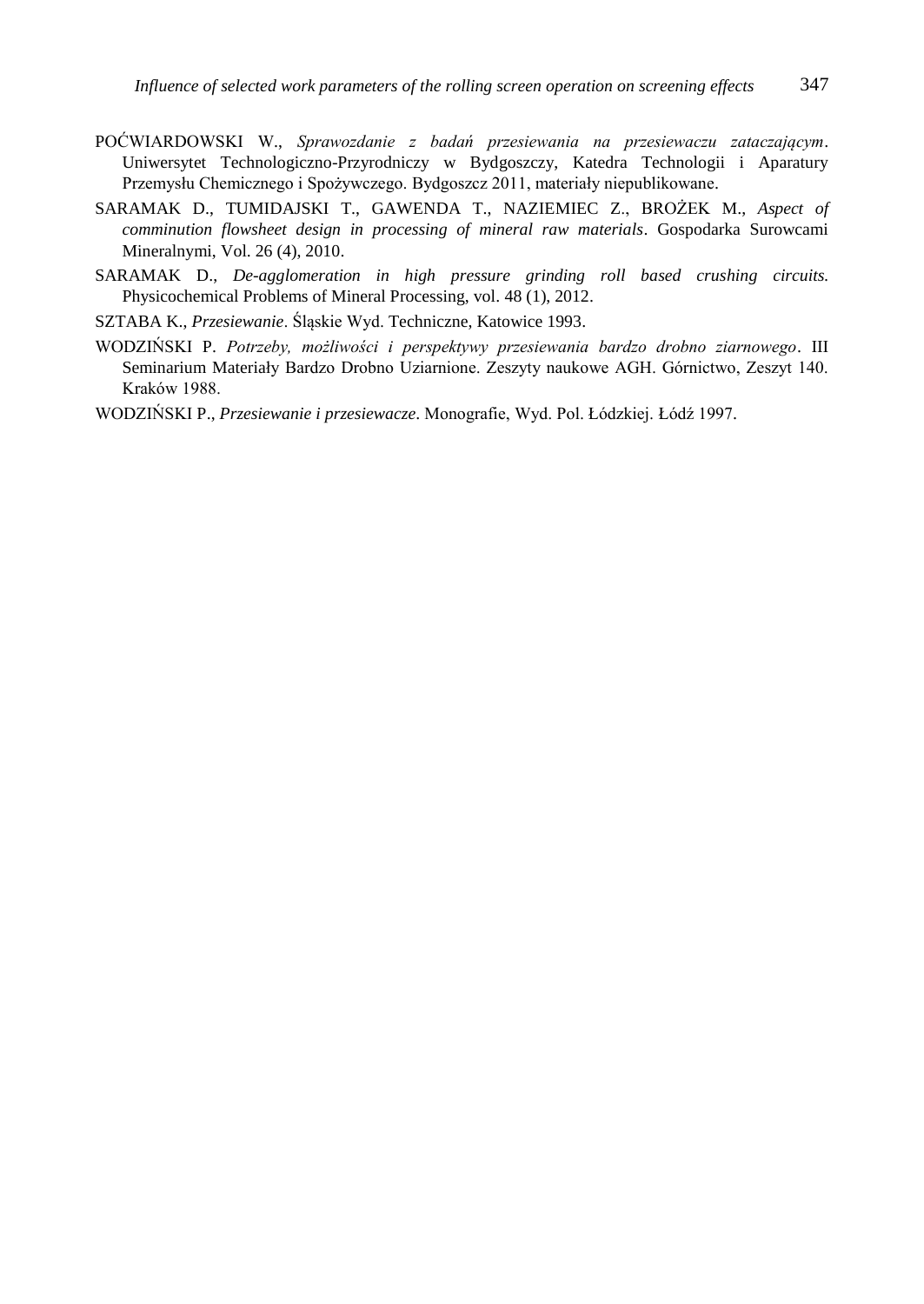POĆWIARDOWSKI W., *Sprawozdanie z badań przesiewania na przesiewaczu zataczającym*. Uniwersytet Technologiczno-Przyrodniczy w Bydgoszczy, Katedra Technologii i Aparatury Przemysłu Chemicznego i Spożywczego. Bydgoszcz 2011, materiały niepublikowane.

SARAMAK D., TUMIDAJSKI T., GAWENDA T., NAZIEMIEC Z., BROŻEK M., *Aspect of comminution flowsheet design in processing of mineral raw materials*. Gospodarka Surowcami Mineralnymi, Vol. 26 (4), 2010.

SARAMAK D., *De-agglomeration in high pressure grinding roll based crushing circuits.* Physicochemical Problems of Mineral Processing, vol. 48 (1), 2012.

SZTABA K., *Przesiewanie*. Śląskie Wyd. Techniczne, Katowice 1993.

WODZIŃSKI P. *Potrzeby, możliwości i perspektywy przesiewania bardzo drobno ziarnowego*. III Seminarium Materiały Bardzo Drobno Uziarnione. Zeszyty naukowe AGH. Górnictwo, Zeszyt 140. Kraków 1988.

WODZIŃSKI P., *Przesiewanie i przesiewacze*. Monografie, Wyd. Pol. Łódzkiej. Łódź 1997.